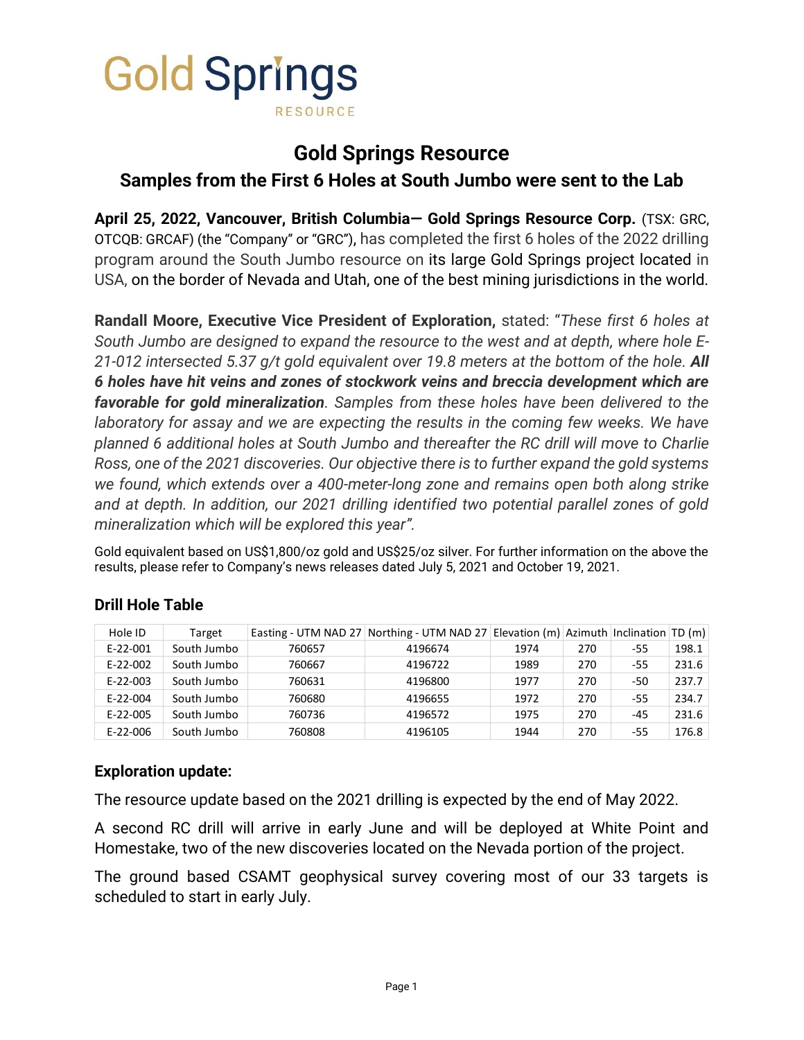Gold Springs RESOURCE

# Gold Springs Resource

## Samples from the First 6 Holes at South Jumbo were sent to the Lab

**April 25, 2022, Vancouver, British Columbia— Gold Springs Resource Corp.** (TSX: GRC, OTCQB: GRCAF) (the "Company" or "GRC"), has completed the first 6 holes of the 2022 drilling program around the South Jumbo resource on its large Gold Springs project located in USA, on the border of Nevada and Utah, one of the best mining jurisdictions in the world.

**Randall Moore, Executive Vice President of Exploration,** stated: "*These first 6 holes at South Jumbo are designed to expand the resource to the west and at depth, where hole E-21-012 intersected 5.37 g/t gold equivalent over 19.8 meters at the bottom of the hole.* ***All 6 holes have hit veins and zones of stockwork veins and breccia development which are favorable for gold mineralization****. Samples from these holes have been delivered to the laboratory for assay and we are expecting the results in the coming few weeks. We have planned 6 additional holes at South Jumbo and thereafter the RC drill will move to Charlie Ross, one of the 2021 discoveries. Our objective there is to further expand the gold systems we found, which extends over a 400-meter-long zone and remains open both along strike and at depth. In addition, our 2021 drilling identified two potential parallel zones of gold mineralization which will be explored this year*".

Gold equivalent based on US$1,800/oz gold and US$25/oz silver. For further information on the above the results, please refer to Company's news releases dated July 5, 2021 and October 19, 2021.

### Drill Hole Table

| Hole ID | Target | Easting - UTM NAD 27 | Northing - UTM NAD 27 | Elevation (m) | Azimuth | Inclination | TD (m) |
|---|---|---|---|---|---|---|---|
| E-22-001 | South Jumbo | 760657 | 4196674 | 1974 | 270 | -55 | 198.1 |
| E-22-002 | South Jumbo | 760667 | 4196722 | 1989 | 270 | -55 | 231.6 |
| E-22-003 | South Jumbo | 760631 | 4196800 | 1977 | 270 | -50 | 237.7 |
| E-22-004 | South Jumbo | 760680 | 4196655 | 1972 | 270 | -55 | 234.7 |
| E-22-005 | South Jumbo | 760736 | 4196572 | 1975 | 270 | -45 | 231.6 |
| E-22-006 | South Jumbo | 760808 | 4196105 | 1944 | 270 | -55 | 176.8 |

### Exploration update:

The resource update based on the 2021 drilling is expected by the end of May 2022.

A second RC drill will arrive in early June and will be deployed at White Point and Homestake, two of the new discoveries located on the Nevada portion of the project.

The ground based CSAMT geophysical survey covering most of our 33 targets is scheduled to start in early July.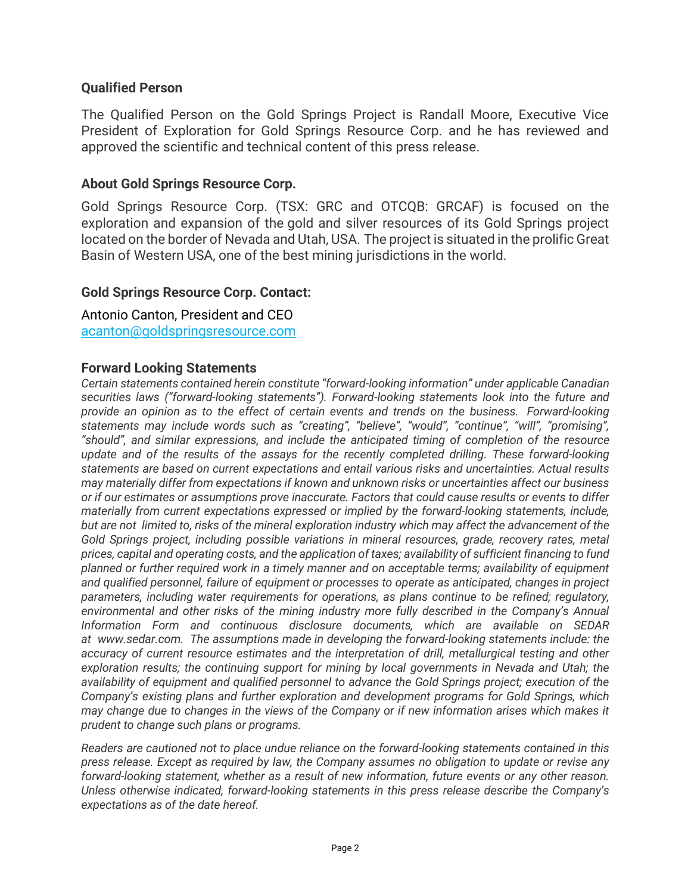### Qualified Person

The Qualified Person on the Gold Springs Project is Randall Moore, Executive Vice President of Exploration for Gold Springs Resource Corp. and he has reviewed and approved the scientific and technical content of this press release.

### About Gold Springs Resource Corp.

Gold Springs Resource Corp. (TSX: GRC and OTCQB: GRCAF) is focused on the exploration and expansion of the gold and silver resources of its Gold Springs project located on the border of Nevada and Utah, USA. The project is situated in the prolific Great Basin of Western USA, one of the best mining jurisdictions in the world.

### Gold Springs Resource Corp. Contact:

Antonio Canton, President and CEO
acanton@goldspringsresource.com

### Forward Looking Statements

*Certain statements contained herein constitute "forward-looking information" under applicable Canadian securities laws ("forward-looking statements"). Forward-looking statements look into the future and provide an opinion as to the effect of certain events and trends on the business. Forward-looking statements may include words such as "creating", "believe", "would", "continue", "will", "promising", "should", and similar expressions, and include the anticipated timing of completion of the resource update and of the results of the assays for the recently completed drilling. These forward-looking statements are based on current expectations and entail various risks and uncertainties. Actual results may materially differ from expectations if known and unknown risks or uncertainties affect our business or if our estimates or assumptions prove inaccurate. Factors that could cause results or events to differ materially from current expectations expressed or implied by the forward-looking statements, include, but are not limited to, risks of the mineral exploration industry which may affect the advancement of the Gold Springs project, including possible variations in mineral resources, grade, recovery rates, metal prices, capital and operating costs, and the application of taxes; availability of sufficient financing to fund planned or further required work in a timely manner and on acceptable terms; availability of equipment and qualified personnel, failure of equipment or processes to operate as anticipated, changes in project parameters, including water requirements for operations, as plans continue to be refined; regulatory, environmental and other risks of the mining industry more fully described in the Company's Annual Information Form and continuous disclosure documents, which are available on SEDAR at www.sedar.com. The assumptions made in developing the forward-looking statements include: the accuracy of current resource estimates and the interpretation of drill, metallurgical testing and other exploration results; the continuing support for mining by local governments in Nevada and Utah; the availability of equipment and qualified personnel to advance the Gold Springs project; execution of the Company's existing plans and further exploration and development programs for Gold Springs, which may change due to changes in the views of the Company or if new information arises which makes it prudent to change such plans or programs.*

*Readers are cautioned not to place undue reliance on the forward-looking statements contained in this press release. Except as required by law, the Company assumes no obligation to update or revise any forward-looking statement, whether as a result of new information, future events or any other reason. Unless otherwise indicated, forward-looking statements in this press release describe the Company's expectations as of the date hereof.*